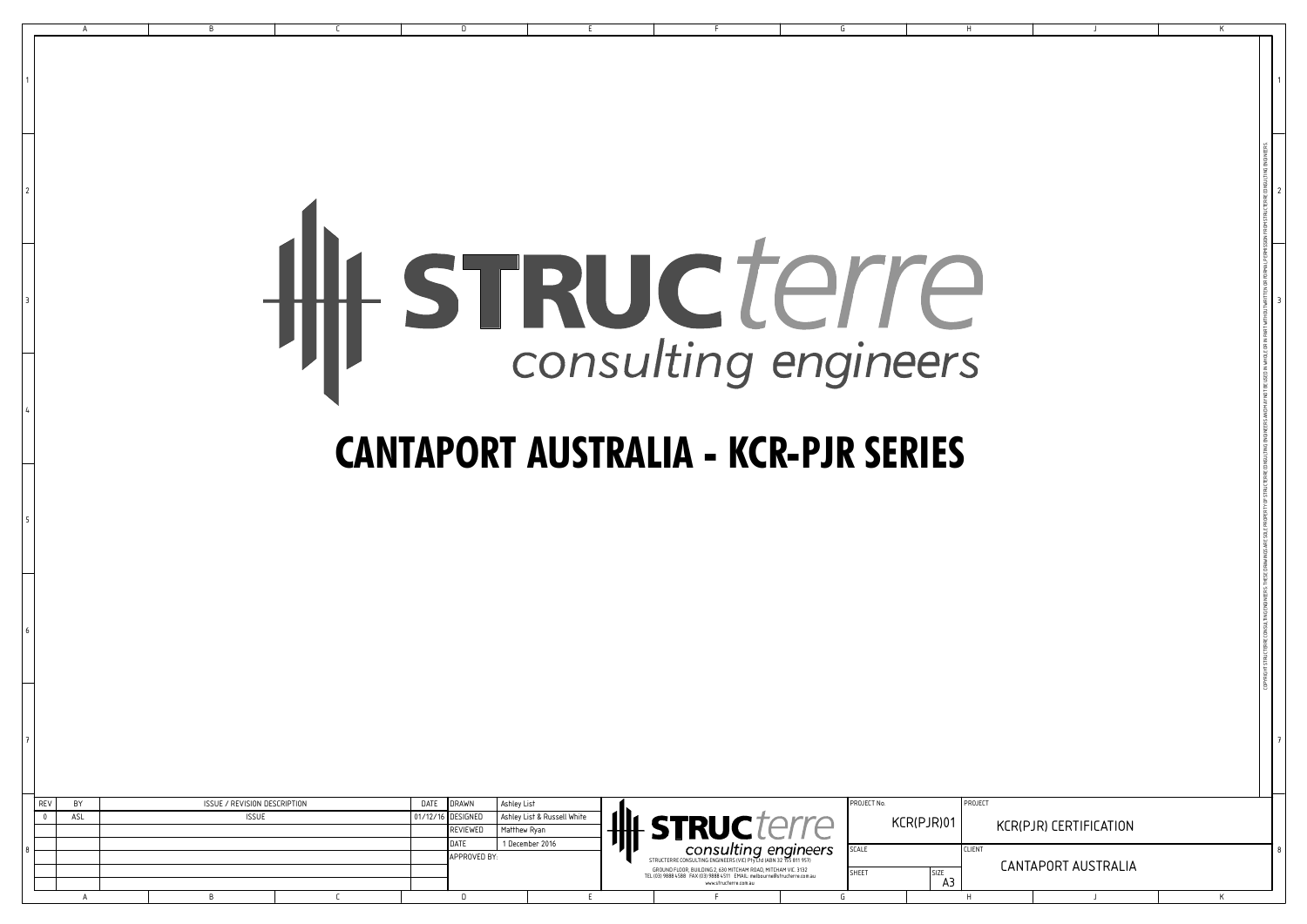# STRUCterre consulting engineers

# CANTAPORT AUSTRALIA - KCR-PJR SERIES

| REV | BY | ISSUE / REVISION DESCRIPTION | DATE |
|---|---|---|---|
| 0 | ASL | ISSUE | 01/12/16 |

| | |
|---|---|
| DRAWN | Ashley List |
| DESIGNED | Ashley List & Russell White |
| REVIEWED | Matthew Ryan |
| DATE | 1 December 2016 |
| APPROVED BY: | |

STRUCterre consulting engineers

STRUCTERRE CONSULTING ENGINEERS (VIC) Pty Ltd (ABN 32 155 811 957)
GROUND FLOOR, BUILDING 2, 630 MITCHAM ROAD, MITCHAM VIC 3132
TEL (03) 9888 4588 FAX (03) 9888 4511 EMAIL: melbourne@structerre.com.au
www.structerre.com.au

| | |
|---|---|
| PROJECT No. | KCR(PJR)01 |
| PROJECT | KCR(PJR) CERTIFICATION |
| SCALE | |
| CLIENT | CANTAPORT AUSTRALIA |
| SHEET | |
| SIZE | A3 |

COPYRIGHT STRUCTERRE CONSULTING ENGINEERS. THESE DRAWINGS ARE SOLE PROPERTY OF STRUCTERRE CONSULTING ENGINEERS AND MAY NOT BE USED IN WHOLE OR IN PART WITHOUT WRITTEN OR FORMAL PERMISSION FROM STRUCTERRE CONSULTING ENGINEERS.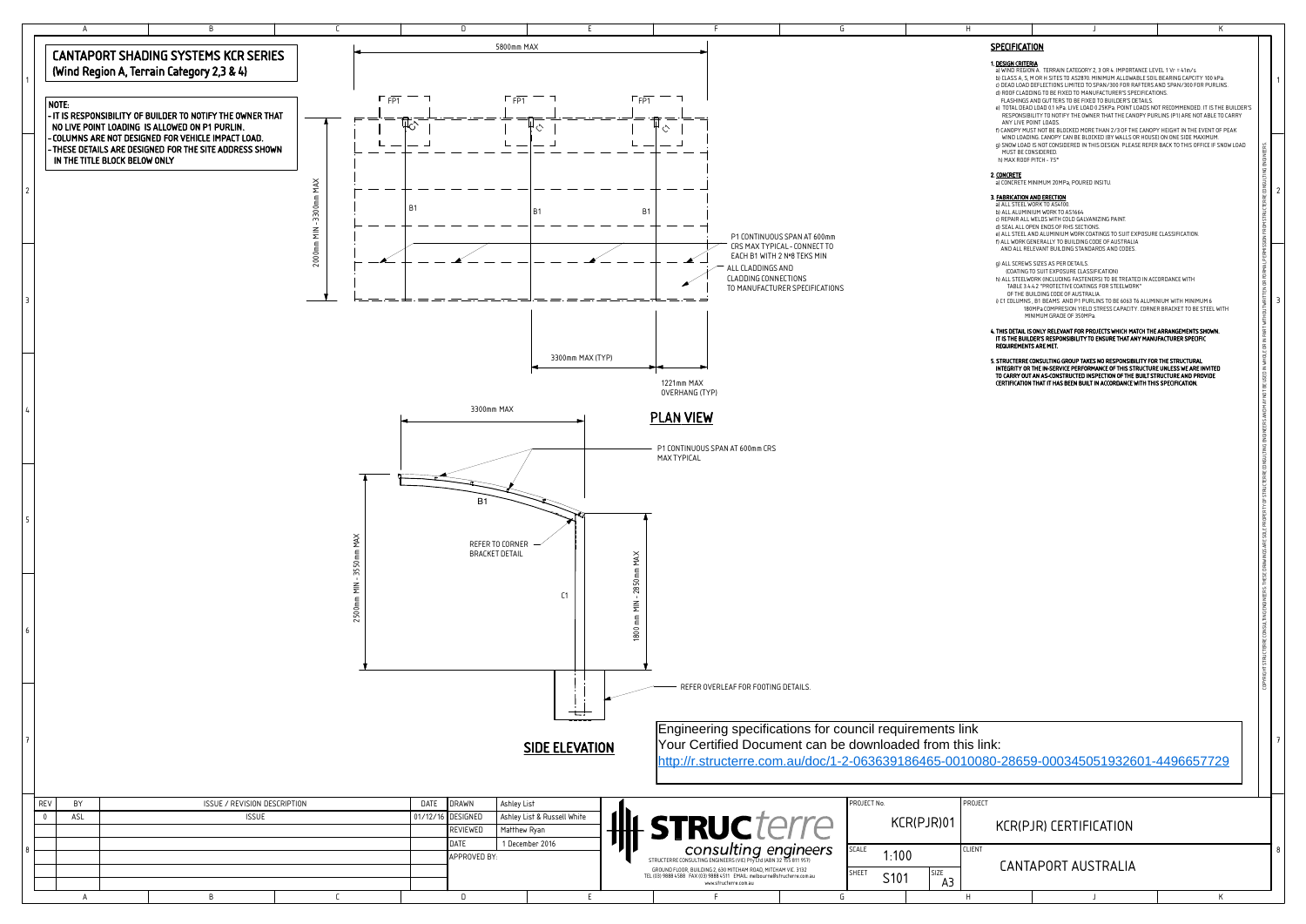# CANTAPORT SHADING SYSTEMS KCR SERIES
## (Wind Region A, Terrain Category 2,3 & 4)

**NOTE:**
- IT IS RESPONSIBILITY OF BUILDER TO NOTIFY THE OWNER THAT NO LIVE POINT LOADING IS ALLOWED ON P1 PURLIN.
- COLUMNS ARE NOT DESIGNED FOR VEHICLE IMPACT LOAD.
- THESE DETAILS ARE DESIGNED FOR THE SITE ADDRESS SHOWN IN THE TITLE BLOCK BELOW ONLY

## PLAN VIEW

5800mm MAX

2000mm MIN - 3300mm MAX

FP1 FP1 FP1

C1 C1 C1

B1 B1 B1

P1 CONTINUOUS SPAN AT 600mm CRS MAX TYPICAL - CONNECT TO EACH B1 WITH 2 N°8 TEKS MIN

ALL CLADDINGS AND CLADDING CONNECTIONS TO MANUFACTURER SPECIFICATIONS

3300mm MAX (TYP)

1221mm MAX OVERHANG (TYP)

## SIDE ELEVATION

3300mm MAX

P1 CONTINUOUS SPAN AT 600mm CRS MAX TYPICAL

B1

REFER TO CORNER BRACKET DETAIL

C1

2500mm MIN - 3550mm MAX

1800mm MIN - 2850mm MAX

REFER OVERLEAF FOR FOOTING DETAILS.

## SPECIFICATION

**1. DESIGN CRITERIA**

a) WIND REGION A. TERRAIN CATEGORY 2, 3 OR 4. IMPORTANCE LEVEL 1 Vr = 41m/s.
b) CLASS A, S, M OR H SITES TO AS2870. MINIMUM ALLOWABLE SOIL BEARING CAPCITY 100 kPa.
c) DEAD LOAD DEFLECTIONS LIMITED TO SPAN/300 FOR RAFTERS AND SPAN/300 FOR PURLINS.
d) ROOF CLADDING TO BE FIXED TO MANUFACTURER'S SPECIFICATIONS. FLASHINGS AND GUTTERS TO BE FIXED TO BUILDER'S DETAILS.
e) TOTAL DEAD LOAD 0.1 kPa. LIVE LOAD 0.25KPa. POINT LOADS NOT RECOMMENDED. IT IS THE BUILDER'S RESPONSIBILITY TO NOTIFY THE OWNER THAT THE CANOPY PURLINS (P1) ARE NOT ABLE TO CARRY ANY LIVE POINT LOADS.
f) CANOPY MUST NOT BE BLOCKED MORE THAN 2/3 OF THE CANOPY HEIGHT IN THE EVENT OF PEAK WIND LOADING. CANOPY CAN BE BLOCKED (BY WALLS OR HOUSE) ON ONE SIDE MAXIMUM.
g) SNOW LOAD IS NOT CONSIDERED IN THIS DESIGN. PLEASE REFER BACK TO THIS OFFICE IF SNOW LOAD MUST BE CONSIDERED.
h) MAX ROOF PITCH - 7.5°

**2. CONCRETE**

a) CONCRETE MINIMUM 20MPa, POURED INSITU.

**3. FABRICATION AND ERECTION**

a) ALL STEEL WORK TO AS4100.
b) ALL ALUMINIUM WORK TO AS1664.
c) REPAIR ALL WELDS WITH COLD GALVANIZING PAINT.
d) SEAL ALL OPEN ENDS OF RHS SECTIONS.
e) ALL STEEL AND ALUMINIUM WORK COATINGS TO SUIT EXPOSURE CLASSIFICATION.
f) ALL WORK GENERALLY TO BUILDING CODE OF AUSTRALIA AND ALL RELEVANT BUILDING STANDARDS AND CODES.
g) ALL SCREWS SIZES AS PER DETAILS. (COATING TO SUIT EXPOSURE CLASSIFICATION)
h) ALL STEELWORK (INCLUDING FASTENERS) TO BE TREATED IN ACCORDANCE WITH TABLE 3.4.4.2 "PROTECTIVE COATINGS FOR STEELWORK" OF THE BUILDING CODE OF AUSTRALIA.
i) C1 COLUMNS , B1 BEAMS AND P1 PURLINS TO BE 6063 T6 ALUMINIUM WITH MINIMUM 6 180MPa COMPRESION YIELD STRESS CAPACITY. CORNER BRACKET TO BE STEEL WITH MINIMUM GRADE OF 350MPa.

**4. THIS DETAIL IS ONLY RELEVANT FOR PROJECTS WHICH MATCH THE ARRANGEMENTS SHOWN. IT IS THE BUILDER'S RESPONSIBILITY TO ENSURE THAT ANY MANUFACTURER SPECIFIC REQUIREMENTS ARE MET.**

**5. STRUCTERRE CONSULTING GROUP TAKES NO RESPONSIBILITY FOR THE STRUCTURAL INTEGRITY OR THE IN-SERVICE PERFORMANCE OF THIS STRUCTURE UNLESS WE ARE INVITED TO CARRY OUT AN AS-CONSTRUCTED INSPECTION OF THE BUILT STRUCTURE AND PROVIDE CERTIFICATION THAT IT HAS BEEN BUILT IN ACCORDANCE WITH THIS SPECIFICATION.**

Engineering specifications for council requirements link
Your Certified Document can be downloaded from this link:
http://r.structerre.com.au/doc/1-2-063639186465-0010080-28659-000345051932601-4496657729

| REV | BY | ISSUE / REVISION DESCRIPTION | DATE |
|---|---|---|---|
| 0 | ASL | ISSUE | 01/12/16 |

| | |
|---|---|
| DRAWN | Ashley List |
| DESIGNED | Ashley List & Russell White |
| REVIEWED | Matthew Ryan |
| DATE | 1 December 2016 |
| APPROVED BY: | |

**STRUCterre consulting engineers**
STRUCTERRE CONSULTING ENGINEERS (VIC) PTY LTD (ABN 32 155 811 957)
GROUND FLOOR, BUILDING 2, 630 MITCHAM ROAD, MITCHAM VIC 3132
TEL (03) 9888 4588 FAX (03) 9888 4511 EMAIL: melbourne@structerre.com.au
www.structerre.com.au

| | |
|---|---|
| PROJECT No. | KCR(PJR)01 |
| PROJECT | KCR(PJR) CERTIFICATION |
| SCALE | 1:100 |
| CLIENT | CANTAPORT AUSTRALIA |
| SHEET | S101 |
| SIZE | A3 |

COPYRIGHT STRUCTERRE CONSULTING ENGINEERS. THESE DRAWINGS ARE SOLE PROPERTY OF STRUCTERRE CONSULTING ENGINEERS AND MAY NOT BE USED IN WHOLE OR IN PART WITHOUT WRITTEN OR FORMAL PERMISSION FROM STRUCTERRE CONSULTING ENGINEERS.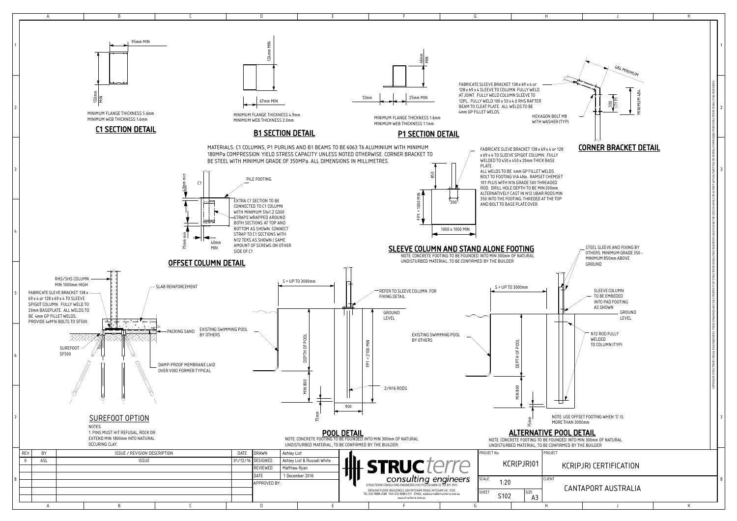## C1 SECTION DETAIL

95mm MIN

150mm MIN

MINIMUM FLANGE THICKNESS 5.6mm
MINIMUM WEB THICKNESS 1.6mm

## B1 SECTION DETAIL

124mm MIN

67mm MIN

MINIMUM FLANGE THICKNESS 4.9mm
MINIMUM WEB THICKNESS 2.0mm

## P1 SECTION DETAIL

46mm MIN

12mm

25mm MIN

MINIMUM FLANGE THICKNESS 1.6mm
MINIMUM WEB THICKNESS 1.1mm

## CORNER BRACKET DETAIL

FABRICATE SLEEVE BRACKET 138 x 69 x 4 or 128 x 69 x 4 SLEEVE TO COLUMN. FULLY WELD AT JOINT. FULLY WELD COLUMN SLEEVE TO 12PL. FULLY WELD 100 x 50 x 4.0 RHS RAFTER BEAM TO CLEAT PLATE. ALL WELDS TO BE 4mm GP FILLET WELDS.

HEXAGON BOLT M8 WITH WASHER (TYP)

484 MINIMUM

300 (TYP)

MINIMUM 484

MATERIALS: C1 COLUMNS, P1 PURLINS AND B1 BEAMS TO BE 6063 T6 ALUMINIUM WITH MINIMUM 180MPa COMPRESSION YIELD STRESS CAPACITY UNLESS NOTED OTHERWISE. CORNER BRACKET TO BE STEEL WITH MINIMUM GRADE OF 350MPa. ALL DIMENSIONS IN MILLIMETRES.

## OFFSET COLUMN DETAIL

PILE FOOTING

C1

40mm min

75mm min

40mm MIN

EXTRA C1 SECTION TO BE CONNECTED TO C1 COLUMN WITH MINIMUM 50x1.2 G300 STRAPS WRAPPED AROUND BOTH SECTIONS AT TOP AND BOTTOM AS SHOWN. CONNECT STRAP TO C1 SECTIONS WITH N12 TEKS AS SHOWN ( SAME AMOUNT OF SCREWS ON OTHER SIDE OF C1

## SLEEVE COLUMN AND STAND ALONE FOOTING

850

FP1 = 1000 MIN

300

1000 x 1000 MIN

FABRICATE SLEEVE BRACKET 138 x 69 x 4 or 128 x 69 x 4 TO SLEEVE SPIGOT COLUMN. FULLY WELDED TO 450 x 450 x 20mm THICK BASE PLATE.
ALL WELDS TO BE 4mm GP FILLET WELDS. BOLT TO FOOTING VIA 4No. RAMSET CHEMSET 101 PLUS WITH N16 GRADE 500 THREADED ROD. DRILL HOLE DEPTH TO BE MIN 200mm. ALTERNATIVELY CAST IN N12 UBAR RODS MIN 350 INTO THE FOOTING. THREDED AT THE TOP AND BOLT TO BASE PLATE OVER.

NOTE: CONCRETE FOOTING TO BE FOUNDED INTO MIN 300mm OF NATURAL UNDISTURBED MATERIAL, TO BE CONFIRMED BY THE BUILDER

## SUREFOOT OPTION

RHS/SHS COLUMN MIN 1000mm HIGH

FABRICATE SLEVE BRACKET 138 x 69 x 4 or 128 x 69 x 4 TO SLEEVE SPIGOT COLUMN. FULLY WELD TO 20mm BASEPLATE. ALL WELDS TO BE 4mm GP FILLET WELDS. PROVIDE 4xM16 BOLTS TO SF500.

SLAB REINFORCEMENT

PACKING SAND

SUREFOOT SF500

DAMP-PROOF MEMBRANE LAID OVER VOID FORMER TYPICAL

NOTES:
1. PINS MUST HIT REFUSAL, ROCK OR EXTEND MIN 1800mm INTO NATURAL OCCURING CLAY.

## POOL DETAIL

S = UP TO 3000mm

REFER TO SLEEVE COLUMN FOR FIXING DETAIL.

GROUND LEVEL

EXISTING SWIMMING POOL BY OTHERS

DEPTH OF POOL

MIN 800

75mm

FP1 = 2100 MIN

2/N16 RODS

900

NOTE: CONCRETE FOOTING TO BE FOUNDED INTO MIN 300mm OF NATURAL UNDISTURBED MATERIAL, TO BE CONFIRMED BY THE BUILDER

## ALTERNATIVE POOL DETAIL

S = UP TO 3000mm

STEEL SLEEVE AND FIXING BY OTHERS. MINIMUM GRADE 350 - MINIMUM 850mm ABOVE GROUND

SLEEVE COLUMN TO BE EMBEDED INTO PAD FOOTING AS SHOWN

GROUND LEVEL

EXISTING SWIMMING POOL BY OTHERS

N12 ROD FULLY WELDED TO COLUMN (TYP)

DEPTH OF POOL

MIN 800

75mm

NOTE: USE OFFSET FOOTING WHEN 'S' IS MORE THAN 3000mm

NOTE: CONCRETE FOOTING TO BE FOUNDED INTO MIN 300mm OF NATURAL UNDISTURBED MATERIAL, TO BE CONFIRMED BY THE BUILDER

| REV | BY | ISSUE / REVISION DESCRIPTION | DATE |
|---|---|---|---|
| 0 | ASL | ISSUE | 01/12/16 |

| | |
|---|---|
| DRAWN | Ashley List |
| DESIGNED | Ashley List & Russell White |
| REVIEWED | Matthew Ryan |
| DATE | 1 December 2016 |
| APPROVED BY: | |

STRUCterre consulting engineers
STRUCTERRE CONSULTING ENGINEERS (VIC) PTY LTD (ABN 32 155 811 957)
GROUND FLOOR, BUILDING 2, 630 MITCHAM ROAD, MITCHAM VIC 3132
TEL (03) 9888 4588 FAX (03) 9888 4511 EMAIL melbourne@structerre.com.au
www.structerre.com.au

| | |
|---|---|
| PROJECT No. | KCR(PJR)01 |
| PROJECT | KCR(PJR) CERTIFICATION |
| SCALE | 1:20 |
| CLIENT | CANTAPORT AUSTRALIA |
| SHEET | S102 |
| SIZE | A3 |

COPYRIGHT STRUCTERRE CONSULTING ENGINEERS. THESE DRAWINGS ARE SOLE PROPERTY OF STRUCTERRE CONSULTING ENGINEERS AND MAY NOT BE USED IN WHOLE OR IN PART WITHOUT WRITTEN OR VERBAL PERMISSION FROM STRUCTERRE CONSULTING ENGINEERS.